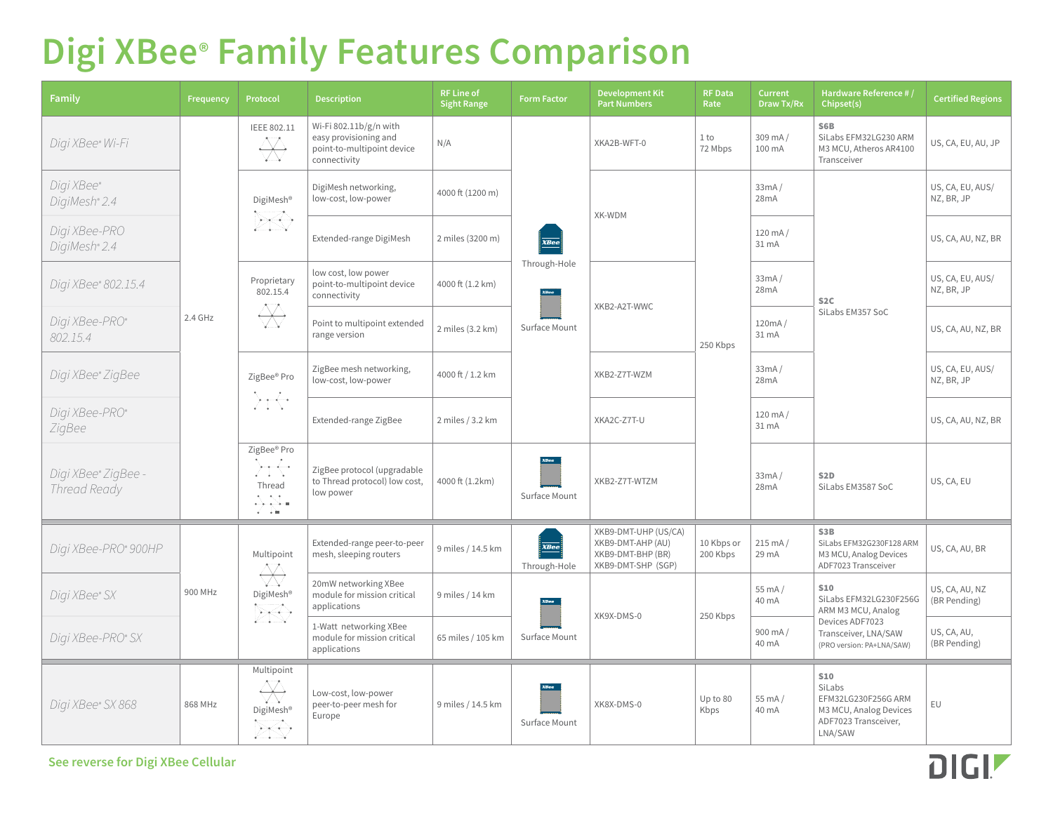# Digi XBee® Family Features Comparison

| Family | Frequency | Protocol | Description | RF Line of Sight Range | Form Factor | Development Kit Part Numbers | RF Data Rate | Current Draw Tx/Rx | Hardware Reference # / Chipset(s) | Certified Regions |
|---|---|---|---|---|---|---|---|---|---|---|
| Digi XBee® Wi-Fi | 2.4 GHz | IEEE 802.11 | Wi-Fi 802.11b/g/n with easy provisioning and point-to-multipoint device connectivity | N/A | Through-Hole / Surface Mount | XKA2B-WFT-0 | 1 to 72 Mbps | 309 mA / 100 mA | **S6B** SiLabs EFM32LG230 ARM M3 MCU, Atheros AR4100 Transceiver | US, CA, EU, AU, JP |
| Digi XBee® DigiMesh® 2.4 | 2.4 GHz | DigiMesh® | DigiMesh networking, low-cost, low-power | 4000 ft (1200 m) | Through-Hole / Surface Mount | XK-WDM | 250 Kbps | 33mA / 28mA | **S2C** SiLabs EM357 SoC | US, CA, EU, AUS/ NZ, BR, JP |
| Digi XBee-PRO DigiMesh® 2.4 | 2.4 GHz | DigiMesh® | Extended-range DigiMesh | 2 miles (3200 m) | Through-Hole / Surface Mount | XK-WDM | 250 Kbps | 120 mA / 31 mA | **S2C** SiLabs EM357 SoC | US, CA, AU, NZ, BR |
| Digi XBee® 802.15.4 | 2.4 GHz | Proprietary 802.15.4 | low cost, low power point-to-multipoint device connectivity | 4000 ft (1.2 km) | Through-Hole / Surface Mount | XKB2-A2T-WWC | 250 Kbps | 33mA / 28mA | **S2C** SiLabs EM357 SoC | US, CA, EU, AUS/ NZ, BR, JP |
| Digi XBee-PRO® 802.15.4 | 2.4 GHz | Proprietary 802.15.4 | Point to multipoint extended range version | 2 miles (3.2 km) | Through-Hole / Surface Mount | XKB2-A2T-WWC | 250 Kbps | 120mA / 31 mA | **S2C** SiLabs EM357 SoC | US, CA, AU, NZ, BR |
| Digi XBee® ZigBee | 2.4 GHz | ZigBee® Pro | ZigBee mesh networking, low-cost, low-power | 4000 ft / 1.2 km | Through-Hole / Surface Mount | XKB2-Z7T-WZM | 250 Kbps | 33mA / 28mA | **S2C** SiLabs EM357 SoC | US, CA, EU, AUS/ NZ, BR, JP |
| Digi XBee-PRO® ZigBee | 2.4 GHz | ZigBee® Pro | Extended-range ZigBee | 2 miles / 3.2 km | Through-Hole / Surface Mount | XKA2C-Z7T-U | 250 Kbps | 120 mA / 31 mA | **S2C** SiLabs EM357 SoC | US, CA, AU, NZ, BR |
| Digi XBee® ZigBee - Thread Ready | 2.4 GHz | ZigBee® Pro / Thread | ZigBee protocol (upgradable to Thread protocol) low cost, low power | 4000 ft (1.2km) | Surface Mount | XKB2-Z7T-WTZM | 250 Kbps | 33mA / 28mA | **S2D** SiLabs EM3587 SoC | US, CA, EU |
| Digi XBee-PRO® 900HP | 900 MHz | Multipoint / DigiMesh® | Extended-range peer-to-peer mesh, sleeping routers | 9 miles / 14.5 km | Through-Hole | XKB9-DMT-UHP (US/CA) XKB9-DMT-AHP (AU) XKB9-DMT-BHP (BR) XKB9-DMT-SHP (SGP) | 10 Kbps or 200 Kbps | 215 mA / 29 mA | **S3B** SiLabs EFM32G230F128 ARM M3 MCU, Analog Devices ADF7023 Transceiver | US, CA, AU, BR |
| Digi XBee® SX | 900 MHz | Multipoint / DigiMesh® | 20mW networking XBee module for mission critical applications | 9 miles / 14 km | Surface Mount | XK9X-DMS-0 | 250 Kbps | 55 mA / 40 mA | **S10** SiLabs EFM32LG230F256G ARM M3 MCU, Analog Devices ADF7023 Transceiver, LNA/SAW (PRO version: PA+LNA/SAW) | US, CA, AU, NZ (BR Pending) |
| Digi XBee-PRO® SX | 900 MHz | Multipoint / DigiMesh® | 1-Watt networking XBee module for mission critical applications | 65 miles / 105 km | Surface Mount | XK9X-DMS-0 | 250 Kbps | 900 mA / 40 mA | **S10** SiLabs EFM32LG230F256G ARM M3 MCU, Analog Devices ADF7023 Transceiver, LNA/SAW (PRO version: PA+LNA/SAW) | US, CA, AU, (BR Pending) |
| Digi XBee® SX 868 | 868 MHz | Multipoint / DigiMesh® | Low-cost, low-power peer-to-peer mesh for Europe | 9 miles / 14.5 km | Surface Mount | XK8X-DMS-0 | Up to 80 Kbps | 55 mA / 40 mA | **S10** SiLabs EFM32LG230F256G ARM M3 MCU, Analog Devices ADF7023 Transceiver, LNA/SAW | EU |

**See reverse for Digi XBee Cellular**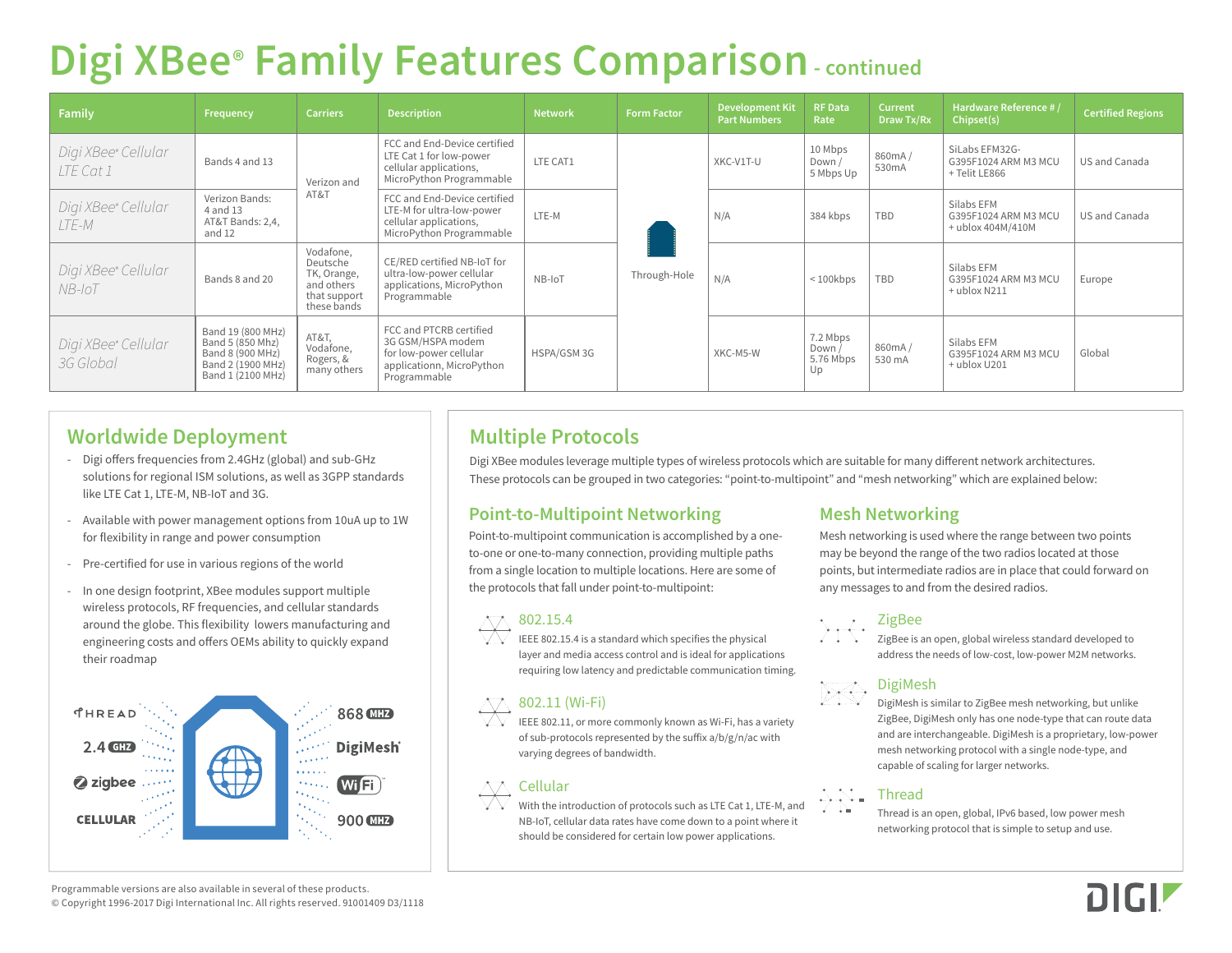# Digi XBee® Family Features Comparison - continued

| Family | Frequency | Carriers | Description | Network | Form Factor | Development Kit Part Numbers | RF Data Rate | Current Draw Tx/Rx | Hardware Reference # / Chipset(s) | Certified Regions |
|---|---|---|---|---|---|---|---|---|---|---|
| *Digi XBee® Cellular LTE Cat 1* | Bands 4 and 13 | Verizon and AT&T | FCC and End-Device certified LTE Cat 1 for low-power cellular applications, MicroPython Programmable | LTE CAT1 | Through-Hole | XKC-V1T-U | 10 Mbps Down / 5 Mbps Up | 860mA / 530mA | SiLabs EFM32G-G395F1024 ARM M3 MCU + Telit LE866 | US and Canada |
| *Digi XBee® Cellular LTE-M* | Verizon Bands: 4 and 13 AT&T Bands: 2,4, and 12 | Verizon and AT&T | FCC and End-Device certified LTE-M for ultra-low-power cellular applications, MicroPython Programmable | LTE-M | Through-Hole | N/A | 384 kbps | TBD | Silabs EFM G395F1024 ARM M3 MCU + ublox 404M/410M | US and Canada |
| *Digi XBee® Cellular NB-IoT* | Bands 8 and 20 | Vodafone, Deutsche TK, Orange, and others that support these bands | CE/RED certified NB-IoT for ultra-low-power cellular applications, MicroPython Programmable | NB-IoT | Through-Hole | N/A | < 100kbps | TBD | Silabs EFM G395F1024 ARM M3 MCU + ublox N211 | Europe |
| *Digi XBee® Cellular 3G Global* | Band 19 (800 MHz) Band 5 (850 Mhz) Band 8 (900 MHz) Band 2 (1900 MHz) Band 1 (2100 MHz) | AT&T, Vodafone, Rogers, & many others | FCC and PTCRB certified 3G GSM/HSPA modem for low-power cellular applicationn, MicroPython Programmable | HSPA/GSM 3G | Through-Hole | XKC-M5-W | 7.2 Mbps Down / 5.76 Mbps Up | 860mA / 530 mA | Silabs EFM G395F1024 ARM M3 MCU + ublox U201 | Global |

## Worldwide Deployment

- Digi offers frequencies from 2.4GHz (global) and sub-GHz solutions for regional ISM solutions, as well as 3GPP standards like LTE Cat 1, LTE-M, NB-IoT and 3G.
- Available with power management options from 10uA up to 1W for flexibility in range and power consumption
- Pre-certified for use in various regions of the world
- In one design footprint, XBee modules support multiple wireless protocols, RF frequencies, and cellular standards around the globe. This flexibility lowers manufacturing and engineering costs and offers OEMs ability to quickly expand their roadmap

THREAD
2.4 GHZ
zigbee
CELLULAR
868 MHZ
DigiMesh
WiFi
900 MHZ

## Multiple Protocols

Digi XBee modules leverage multiple types of wireless protocols which are suitable for many different network architectures. These protocols can be grouped in two categories: "point-to-multipoint" and "mesh networking" which are explained below:

### Point-to-Multipoint Networking

Point-to-multipoint communication is accomplished by a one-to-one or one-to-many connection, providing multiple paths from a single location to multiple locations. Here are some of the protocols that fall under point-to-multipoint:

#### 802.15.4

IEEE 802.15.4 is a standard which specifies the physical layer and media access control and is ideal for applications requiring low latency and predictable communication timing.

#### 802.11 (Wi-Fi)

IEEE 802.11, or more commonly known as Wi-Fi, has a variety of sub-protocols represented by the suffix a/b/g/n/ac with varying degrees of bandwidth.

#### Cellular

With the introduction of protocols such as LTE Cat 1, LTE-M, and NB-IoT, cellular data rates have come down to a point where it should be considered for certain low power applications.

### Mesh Networking

Mesh networking is used where the range between two points may be beyond the range of the two radios located at those points, but intermediate radios are in place that could forward on any messages to and from the desired radios.

#### ZigBee

ZigBee is an open, global wireless standard developed to address the needs of low-cost, low-power M2M networks.

#### DigiMesh

DigiMesh is similar to ZigBee mesh networking, but unlike ZigBee, DigiMesh only has one node-type that can route data and are interchangeable. DigiMesh is a proprietary, low-power mesh networking protocol with a single node-type, and capable of scaling for larger networks.

#### Thread

Thread is an open, global, IPv6 based, low power mesh networking protocol that is simple to setup and use.

Programmable versions are also available in several of these products.
© Copyright 1996-2017 Digi International Inc. All rights reserved. 91001409 D3/1118

DIGI